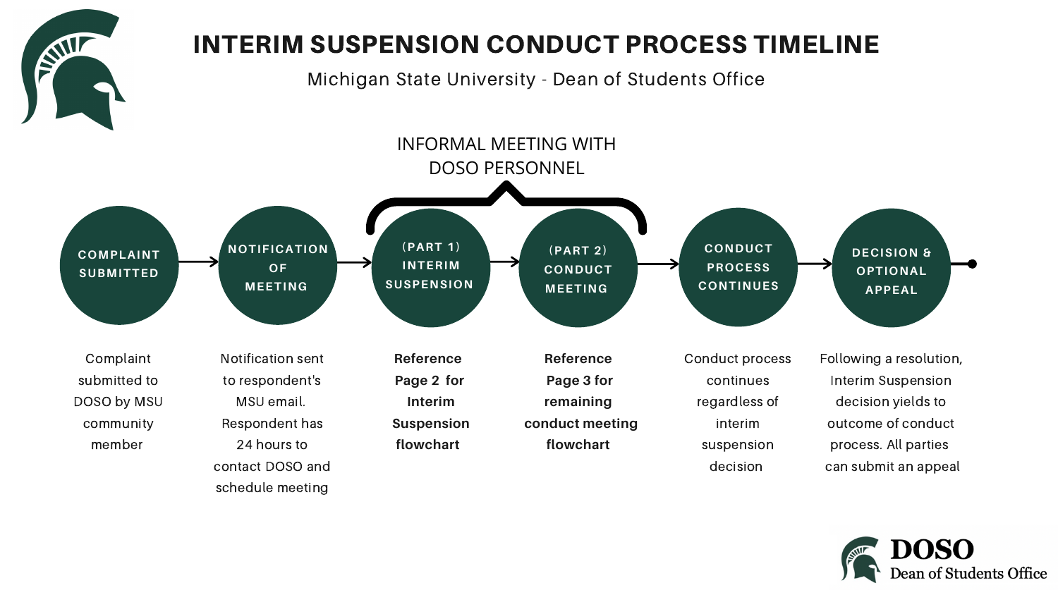# INTERIM SUSPENSION CONDUCT PROCESS TIMELINE

Michigan State University - Dean of Students Office

**INFORMAL MEETING WITH DOSO PERSONNEL** (covers Part 1 and Part 2)

1. **COMPLAINT SUBMITTED**
   Complaint submitted to DOSO by MSU community member

2. **NOTIFICATION OF MEETING**
   Notification sent to respondent's MSU email. Respondent has 24 hours to contact DOSO and schedule meeting

3. **(PART 1) INTERIM SUSPENSION**
   **Reference Page 2 for Interim Suspension flowchart**

4. **(PART 2) CONDUCT MEETING**
   **Reference Page 3 for remaining conduct meeting flowchart**

5. **CONDUCT PROCESS CONTINUES**
   Conduct process continues regardless of interim suspension decision

6. **DECISION & OPTIONAL APPEAL**
   Following a resolution, Interim Suspension decision yields to outcome of conduct process. All parties can submit an appeal

**DOSO**
Dean of Students Office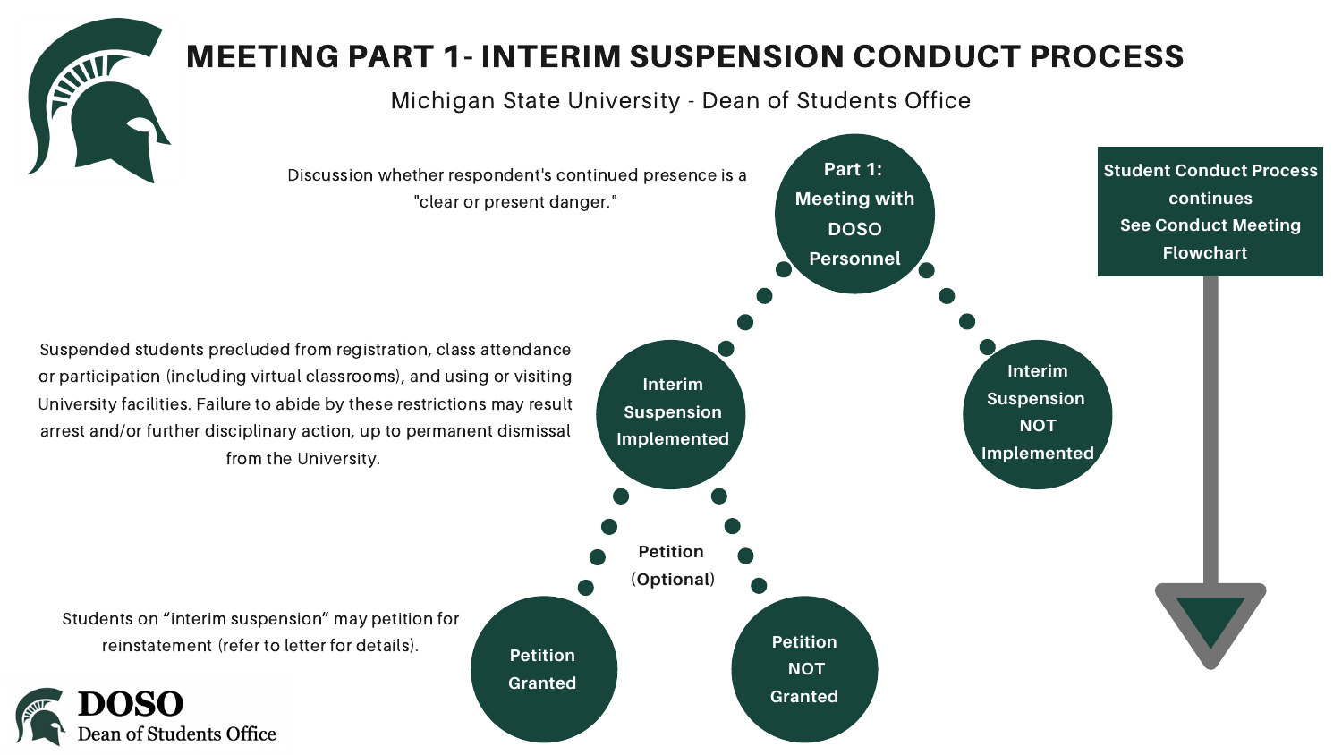# MEETING PART 1- INTERIM SUSPENSION CONDUCT PROCESS

Michigan State University - Dean of Students Office

**Part 1: Meeting with DOSO Personnel**

Discussion whether respondent's continued presence is a "clear or present danger."

**Interim Suspension Implemented**

Suspended students precluded from registration, class attendance or participation (including virtual classrooms), and using or visiting University facilities. Failure to abide by these restrictions may result arrest and/or further disciplinary action, up to permanent dismissal from the University.

**Petition (Optional)**

Students on "interim suspension" may petition for reinstatement (refer to letter for details).

- **Petition Granted**
- **Petition NOT Granted**

**Interim Suspension NOT Implemented**

**Student Conduct Process continues**
**See Conduct Meeting Flowchart**

**DOSO**
Dean of Students Office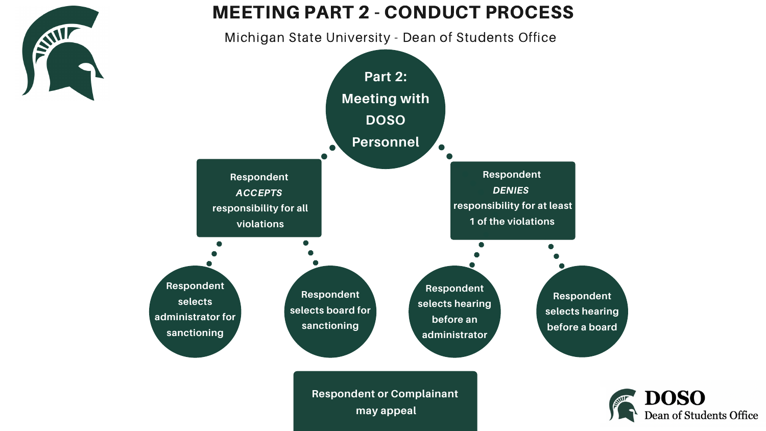# MEETING PART 2 - CONDUCT PROCESS

Michigan State University - Dean of Students Office

Part 2: Meeting with DOSO Personnel

Respondent *ACCEPTS* responsibility for all violations

Respondent selects administrator for sanctioning

Respondent selects board for sanctioning

Respondent *DENIES* responsibility for at least 1 of the violations

Respondent selects hearing before an administrator

Respondent selects hearing before a board

Respondent or Complainant may appeal

DOSO Dean of Students Office